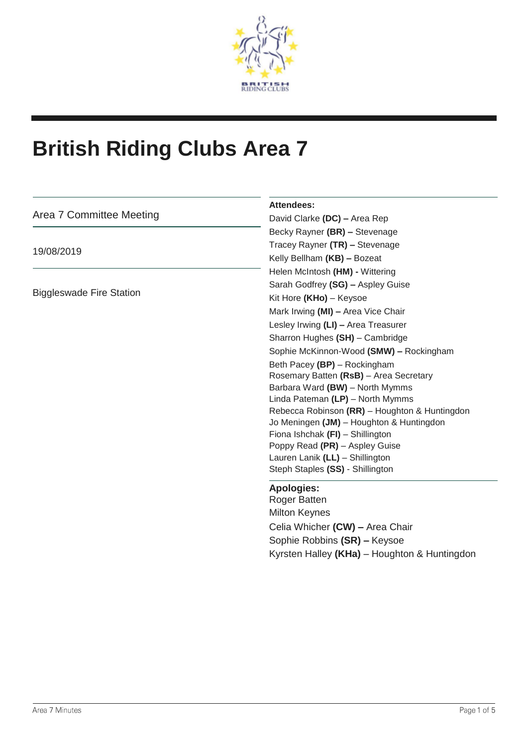# British Riding Clubs Area 7

Area 7 Committee Meeting

19/08/2019

Biggleswade Fire Station

**Attendees:**

David Clarke **(DC) –** Area Rep
Becky Rayner **(BR) –** Stevenage
Tracey Rayner **(TR) –** Stevenage
Kelly Bellham **(KB) –** Bozeat
Helen McIntosh **(HM) -** Wittering
Sarah Godfrey **(SG) –** Aspley Guise
Kit Hore **(KHo)** – Keysoe
Mark Irwing **(MI) –** Area Vice Chair
Lesley Irwing **(LI) –** Area Treasurer
Sharron Hughes **(SH)** – Cambridge
Sophie McKinnon-Wood **(SMW) –** Rockingham
Beth Pacey **(BP)** – Rockingham
Rosemary Batten **(RsB)** – Area Secretary
Barbara Ward **(BW)** – North Mymms
Linda Pateman **(LP)** – North Mymms
Rebecca Robinson **(RR)** – Houghton & Huntingdon
Jo Meningen **(JM)** – Houghton & Huntingdon
Fiona Ishchak **(FI)** – Shillington
Poppy Read **(PR)** – Aspley Guise
Lauren Lanik **(LL)** – Shillington
Steph Staples **(SS)** - Shillington

**Apologies:**

Roger Batten
Milton Keynes
Celia Whicher **(CW) –** Area Chair
Sophie Robbins **(SR) –** Keysoe
Kyrsten Halley **(KHa)** – Houghton & Huntingdon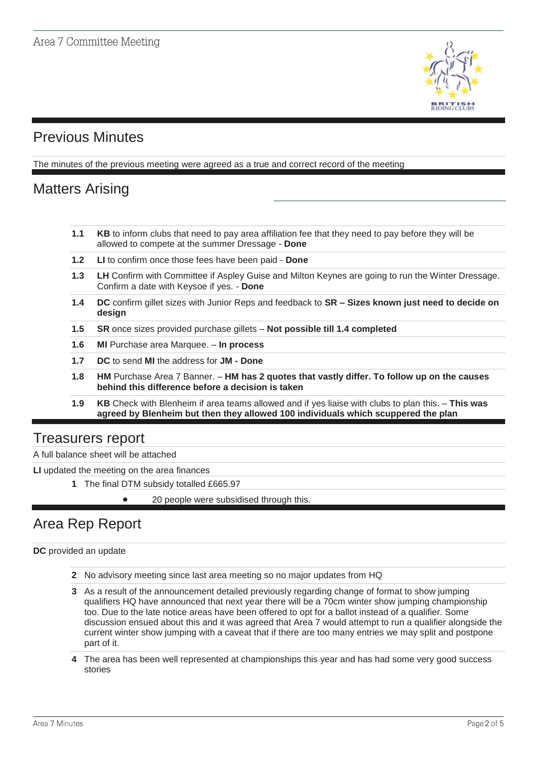## Previous Minutes

The minutes of the previous meeting were agreed as a true and correct record of the meeting

## Matters Arising

| | |
|---|---|
| **1.1** | **KB** to inform clubs that need to pay area affiliation fee that they need to pay before they will be allowed to compete at the summer Dressage - **Done** |
| **1.2** | **LI** to confirm once those fees have been paid - **Done** |
| **1.3** | **LH** Confirm with Committee if Aspley Guise and Milton Keynes are going to run the Winter Dressage. Confirm a date with Keysoe if yes. - **Done** |
| **1.4** | **DC** confirm gillet sizes with Junior Reps and feedback to **SR – Sizes known just need to decide on design** |
| **1.5** | **SR** once sizes provided purchase gillets – **Not possible till 1.4 completed** |
| **1.6** | **MI** Purchase area Marquee. – **In process** |
| **1.7** | **DC** to send **MI** the address for **JM - Done** |
| **1.8** | **HM** Purchase Area 7 Banner. – **HM has 2 quotes that vastly differ. To follow up on the causes behind this difference before a decision is taken** |
| **1.9** | **KB** Check with Blenheim if area teams allowed and if yes liaise with clubs to plan this. – **This was agreed by Blenheim but then they allowed 100 individuals which scuppered the plan** |

## Treasurers report

A full balance sheet will be attached

**LI** updated the meeting on the area finances

1. The final DTM subsidy totalled £665.97
   - 20 people were subsidised through this.

## Area Rep Report

**DC** provided an update

2. No advisory meeting since last area meeting so no major updates from HQ
3. As a result of the announcement detailed previously regarding change of format to show jumping qualifiers HQ have announced that next year there will be a 70cm winter show jumping championship too. Due to the late notice areas have been offered to opt for a ballot instead of a qualifier. Some discussion ensued about this and it was agreed that Area 7 would attempt to run a qualifier alongside the current winter show jumping with a caveat that if there are too many entries we may split and postpone part of it.
4. The area has been well represented at championships this year and has had some very good success stories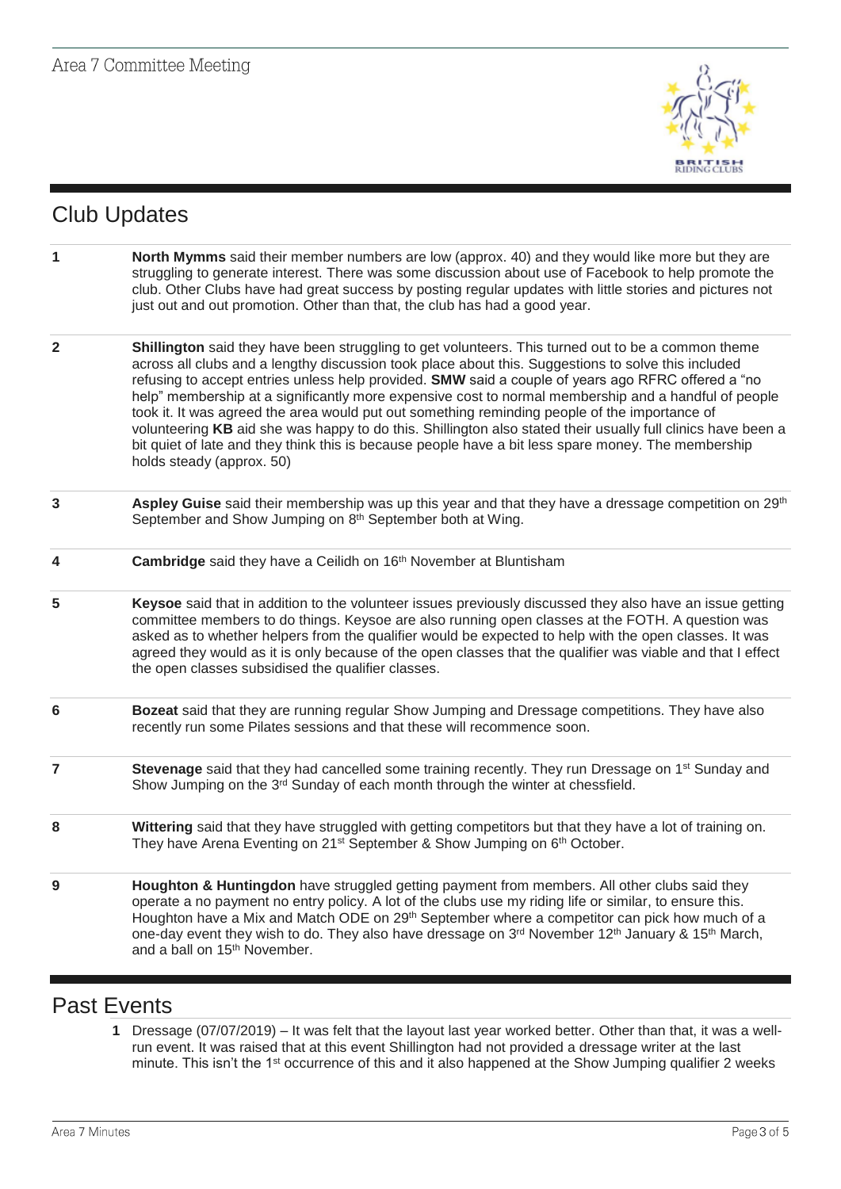## Club Updates

| | |
|---|---|
| 1 | **North Mymms** said their member numbers are low (approx. 40) and they would like more but they are struggling to generate interest. There was some discussion about use of Facebook to help promote the club. Other Clubs have had great success by posting regular updates with little stories and pictures not just out and out promotion. Other than that, the club has had a good year. |
| 2 | **Shillington** said they have been struggling to get volunteers. This turned out to be a common theme across all clubs and a lengthy discussion took place about this. Suggestions to solve this included refusing to accept entries unless help provided. **SMW** said a couple of years ago RFRC offered a "no help" membership at a significantly more expensive cost to normal membership and a handful of people took it. It was agreed the area would put out something reminding people of the importance of volunteering **KB** aid she was happy to do this. Shillington also stated their usually full clinics have been a bit quiet of late and they think this is because people have a bit less spare money. The membership holds steady (approx. 50) |
| 3 | **Aspley Guise** said their membership was up this year and that they have a dressage competition on 29th September and Show Jumping on 8th September both at Wing. |
| 4 | **Cambridge** said they have a Ceilidh on 16th November at Bluntisham |
| 5 | **Keysoe** said that in addition to the volunteer issues previously discussed they also have an issue getting committee members to do things. Keysoe are also running open classes at the FOTH. A question was asked as to whether helpers from the qualifier would be expected to help with the open classes. It was agreed they would as it is only because of the open classes that the qualifier was viable and that I effect the open classes subsidised the qualifier classes. |
| 6 | **Bozeat** said that they are running regular Show Jumping and Dressage competitions. They have also recently run some Pilates sessions and that these will recommence soon. |
| 7 | **Stevenage** said that they had cancelled some training recently. They run Dressage on 1st Sunday and Show Jumping on the 3rd Sunday of each month through the winter at chessfield. |
| 8 | **Wittering** said that they have struggled with getting competitors but that they have a lot of training on. They have Arena Eventing on 21st September & Show Jumping on 6th October. |
| 9 | **Houghton & Huntingdon** have struggled getting payment from members. All other clubs said they operate a no payment no entry policy. A lot of the clubs use my riding life or similar, to ensure this. Houghton have a Mix and Match ODE on 29th September where a competitor can pick how much of a one-day event they wish to do. They also have dressage on 3rd November 12th January & 15th March, and a ball on 15th November. |

## Past Events

1. Dressage (07/07/2019) – It was felt that the layout last year worked better. Other than that, it was a well-run event. It was raised that at this event Shillington had not provided a dressage writer at the last minute. This isn't the 1st occurrence of this and it also happened at the Show Jumping qualifier 2 weeks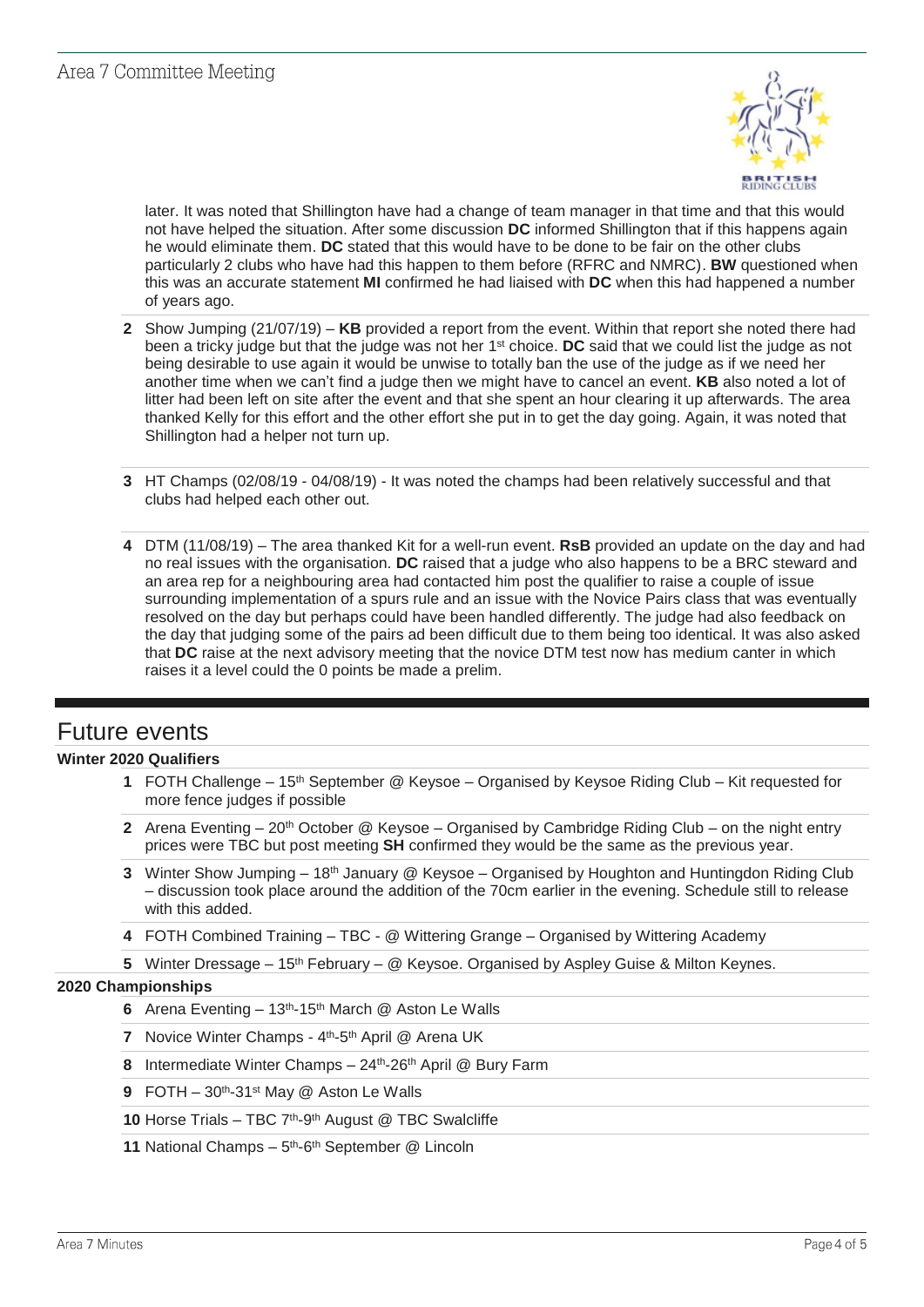later. It was noted that Shillington have had a change of team manager in that time and that this would not have helped the situation. After some discussion **DC** informed Shillington that if this happens again he would eliminate them. **DC** stated that this would have to be done to be fair on the other clubs particularly 2 clubs who have had this happen to them before (RFRC and NMRC). **BW** questioned when this was an accurate statement **MI** confirmed he had liaised with **DC** when this had happened a number of years ago.

2. Show Jumping (21/07/19) – **KB** provided a report from the event. Within that report she noted there had been a tricky judge but that the judge was not her 1st choice. **DC** said that we could list the judge as not being desirable to use again it would be unwise to totally ban the use of the judge as if we need her another time when we can't find a judge then we might have to cancel an event. **KB** also noted a lot of litter had been left on site after the event and that she spent an hour clearing it up afterwards. The area thanked Kelly for this effort and the other effort she put in to get the day going. Again, it was noted that Shillington had a helper not turn up.

3. HT Champs (02/08/19 - 04/08/19) - It was noted the champs had been relatively successful and that clubs had helped each other out.

4. DTM (11/08/19) – The area thanked Kit for a well-run event. **RsB** provided an update on the day and had no real issues with the organisation. **DC** raised that a judge who also happens to be a BRC steward and an area rep for a neighbouring area had contacted him post the qualifier to raise a couple of issue surrounding implementation of a spurs rule and an issue with the Novice Pairs class that was eventually resolved on the day but perhaps could have been handled differently. The judge had also feedback on the day that judging some of the pairs ad been difficult due to them being too identical. It was also asked that **DC** raise at the next advisory meeting that the novice DTM test now has medium canter in which raises it a level could the 0 points be made a prelim.

# Future events

**Winter 2020 Qualifiers**

1. FOTH Challenge – 15th September @ Keysoe – Organised by Keysoe Riding Club – Kit requested for more fence judges if possible
2. Arena Eventing – 20th October @ Keysoe – Organised by Cambridge Riding Club – on the night entry prices were TBC but post meeting **SH** confirmed they would be the same as the previous year.
3. Winter Show Jumping – 18th January @ Keysoe – Organised by Houghton and Huntingdon Riding Club – discussion took place around the addition of the 70cm earlier in the evening. Schedule still to release with this added.
4. FOTH Combined Training – TBC - @ Wittering Grange – Organised by Wittering Academy
5. Winter Dressage – 15th February – @ Keysoe. Organised by Aspley Guise & Milton Keynes.

**2020 Championships**

6. Arena Eventing – 13th-15th March @ Aston Le Walls
7. Novice Winter Champs - 4th-5th April @ Arena UK
8. Intermediate Winter Champs – 24th-26th April @ Bury Farm
9. FOTH – 30th-31st May @ Aston Le Walls
10. Horse Trials – TBC 7th-9th August @ TBC Swalcliffe
11. National Champs – 5th-6th September @ Lincoln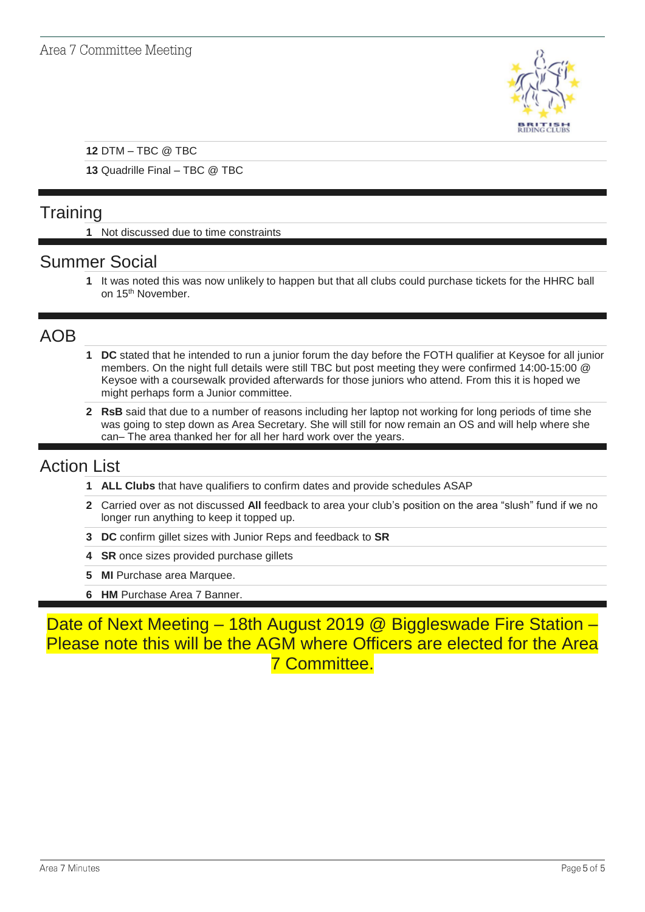**12** DTM – TBC @ TBC

**13** Quadrille Final – TBC @ TBC

## Training

1. Not discussed due to time constraints

## Summer Social

1. It was noted this was now unlikely to happen but that all clubs could purchase tickets for the HHRC ball on 15th November.

## AOB

1. **DC** stated that he intended to run a junior forum the day before the FOTH qualifier at Keysoe for all junior members. On the night full details were still TBC but post meeting they were confirmed 14:00-15:00 @ Keysoe with a coursewalk provided afterwards for those juniors who attend. From this it is hoped we might perhaps form a Junior committee.
2. **RsB** said that due to a number of reasons including her laptop not working for long periods of time she was going to step down as Area Secretary. She will still for now remain an OS and will help where she can– The area thanked her for all her hard work over the years.

## Action List

1. **ALL Clubs** that have qualifiers to confirm dates and provide schedules ASAP
2. Carried over as not discussed **All** feedback to area your club's position on the area "slush" fund if we no longer run anything to keep it topped up.
3. **DC** confirm gillet sizes with Junior Reps and feedback to **SR**
4. **SR** once sizes provided purchase gillets
5. **MI** Purchase area Marquee.
6. **HM** Purchase Area 7 Banner.

Date of Next Meeting – 18th August 2019 @ Biggleswade Fire Station – Please note this will be the AGM where Officers are elected for the Area 7 Committee.